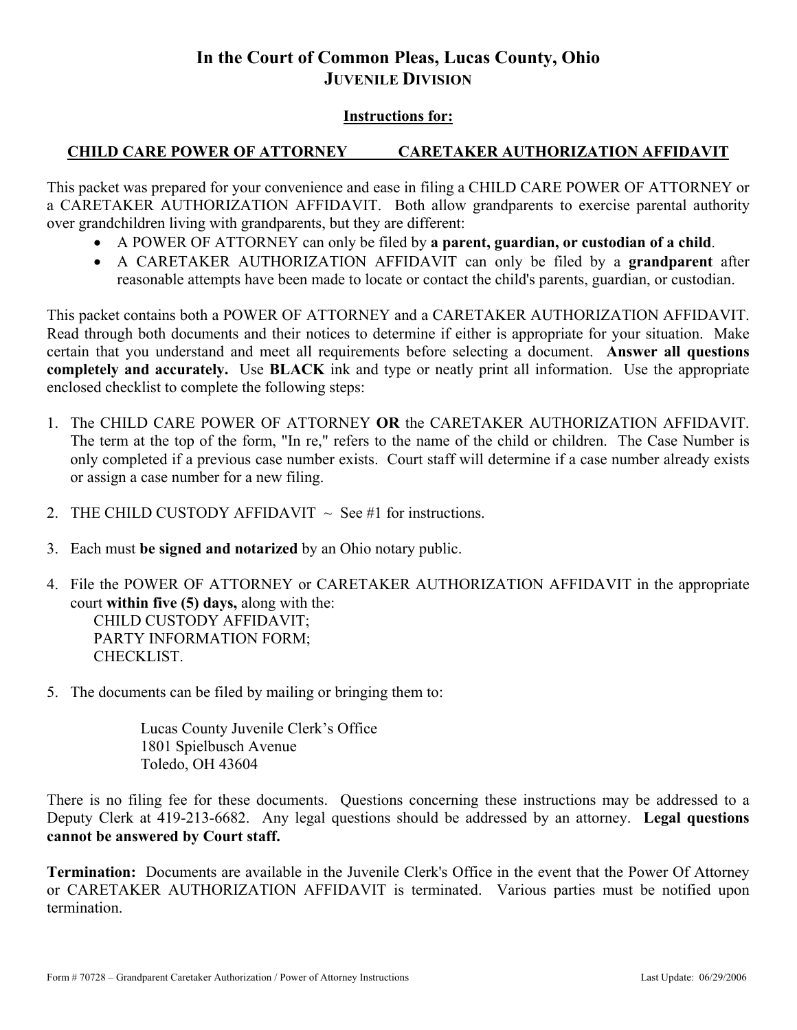# In the Court of Common Pleas, Lucas County, Ohio
## JUVENILE DIVISION

**Instructions for:**

**CHILD CARE POWER OF ATTORNEY          CARETAKER AUTHORIZATION AFFIDAVIT**

This packet was prepared for your convenience and ease in filing a CHILD CARE POWER OF ATTORNEY or a CARETAKER AUTHORIZATION AFFIDAVIT. Both allow grandparents to exercise parental authority over grandchildren living with grandparents, but they are different:

- A POWER OF ATTORNEY can only be filed by **a parent, guardian, or custodian of a child**.
- A CARETAKER AUTHORIZATION AFFIDAVIT can only be filed by a **grandparent** after reasonable attempts have been made to locate or contact the child's parents, guardian, or custodian.

This packet contains both a POWER OF ATTORNEY and a CARETAKER AUTHORIZATION AFFIDAVIT. Read through both documents and their notices to determine if either is appropriate for your situation. Make certain that you understand and meet all requirements before selecting a document. **Answer all questions completely and accurately.** Use **BLACK** ink and type or neatly print all information. Use the appropriate enclosed checklist to complete the following steps:

1. The CHILD CARE POWER OF ATTORNEY **OR** the CARETAKER AUTHORIZATION AFFIDAVIT. The term at the top of the form, "In re," refers to the name of the child or children. The Case Number is only completed if a previous case number exists. Court staff will determine if a case number already exists or assign a case number for a new filing.

2. THE CHILD CUSTODY AFFIDAVIT ~ See #1 for instructions.

3. Each must **be signed and notarized** by an Ohio notary public.

4. File the POWER OF ATTORNEY or CARETAKER AUTHORIZATION AFFIDAVIT in the appropriate court **within five (5) days,** along with the:
   CHILD CUSTODY AFFIDAVIT;
   PARTY INFORMATION FORM;
   CHECKLIST.

5. The documents can be filed by mailing or bringing them to:

   Lucas County Juvenile Clerk's Office
   1801 Spielbusch Avenue
   Toledo, OH 43604

There is no filing fee for these documents. Questions concerning these instructions may be addressed to a Deputy Clerk at 419-213-6682. Any legal questions should be addressed by an attorney. **Legal questions cannot be answered by Court staff.**

**Termination:** Documents are available in the Juvenile Clerk's Office in the event that the Power Of Attorney or CARETAKER AUTHORIZATION AFFIDAVIT is terminated. Various parties must be notified upon termination.

Form # 70728 – Grandparent Caretaker Authorization / Power of Attorney Instructions          Last Update: 06/29/2006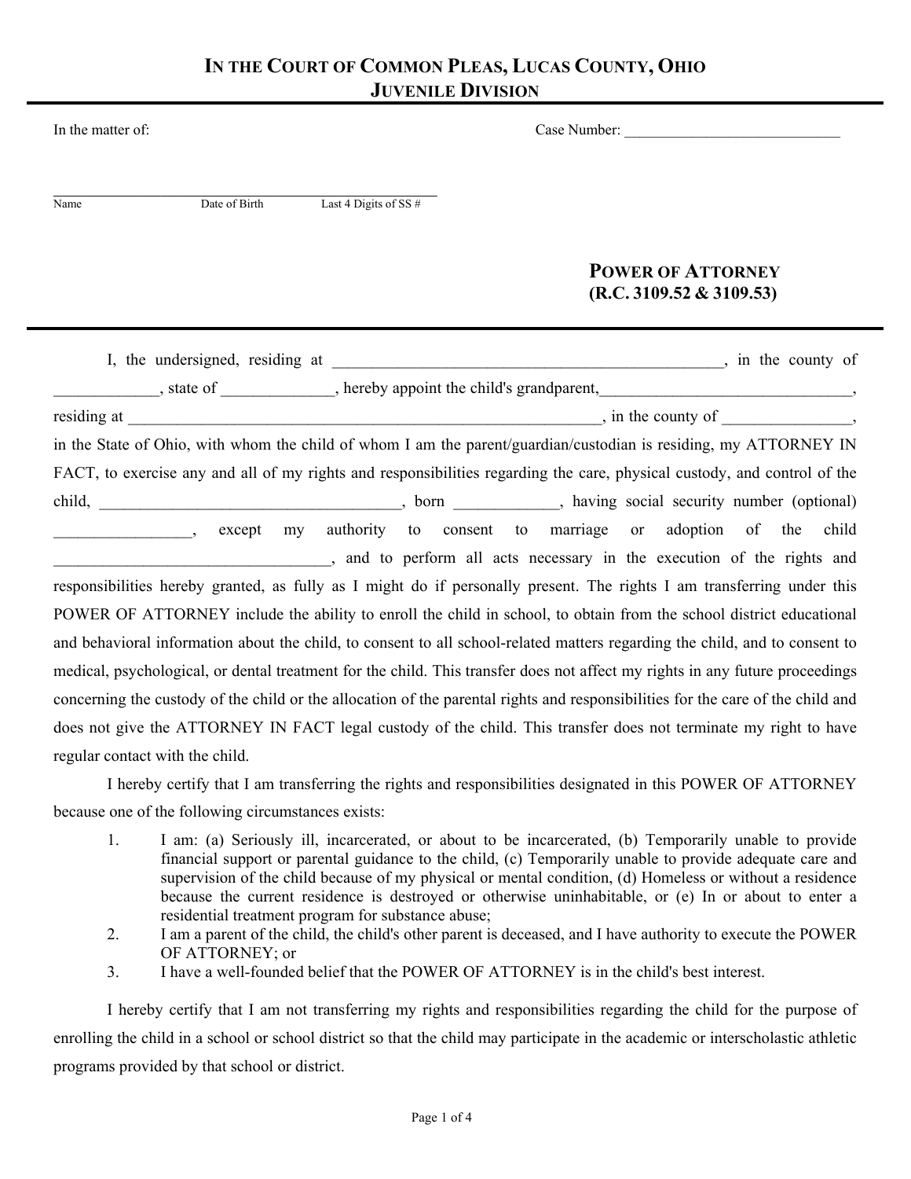# IN THE COURT OF COMMON PLEAS, LUCAS COUNTY, OHIO
## JUVENILE DIVISION

In the matter of: Case Number: ______________________________

_______________________________________________________
Name Date of Birth Last 4 Digits of SS #

### POWER OF ATTORNEY
### (R.C. 3109.52 & 3109.53)

I, the undersigned, residing at __________________________________________________, in the county of _____________, state of ______________, hereby appoint the child's grandparent,________________________________, residing at ____________________________________________________________, in the county of ________________, in the State of Ohio, with whom the child of whom I am the parent/guardian/custodian is residing, my ATTORNEY IN FACT, to exercise any and all of my rights and responsibilities regarding the care, physical custody, and control of the child, ______________________________________, born _____________, having social security number (optional) _________________, except my authority to consent to marriage or adoption of the child __________________________________, and to perform all acts necessary in the execution of the rights and responsibilities hereby granted, as fully as I might do if personally present. The rights I am transferring under this POWER OF ATTORNEY include the ability to enroll the child in school, to obtain from the school district educational and behavioral information about the child, to consent to all school-related matters regarding the child, and to consent to medical, psychological, or dental treatment for the child. This transfer does not affect my rights in any future proceedings concerning the custody of the child or the allocation of the parental rights and responsibilities for the care of the child and does not give the ATTORNEY IN FACT legal custody of the child. This transfer does not terminate my right to have regular contact with the child.

I hereby certify that I am transferring the rights and responsibilities designated in this POWER OF ATTORNEY because one of the following circumstances exists:

1. I am: (a) Seriously ill, incarcerated, or about to be incarcerated, (b) Temporarily unable to provide financial support or parental guidance to the child, (c) Temporarily unable to provide adequate care and supervision of the child because of my physical or mental condition, (d) Homeless or without a residence because the current residence is destroyed or otherwise uninhabitable, or (e) In or about to enter a residential treatment program for substance abuse;
2. I am a parent of the child, the child's other parent is deceased, and I have authority to execute the POWER OF ATTORNEY; or
3. I have a well-founded belief that the POWER OF ATTORNEY is in the child's best interest.

I hereby certify that I am not transferring my rights and responsibilities regarding the child for the purpose of enrolling the child in a school or school district so that the child may participate in the academic or interscholastic athletic programs provided by that school or district.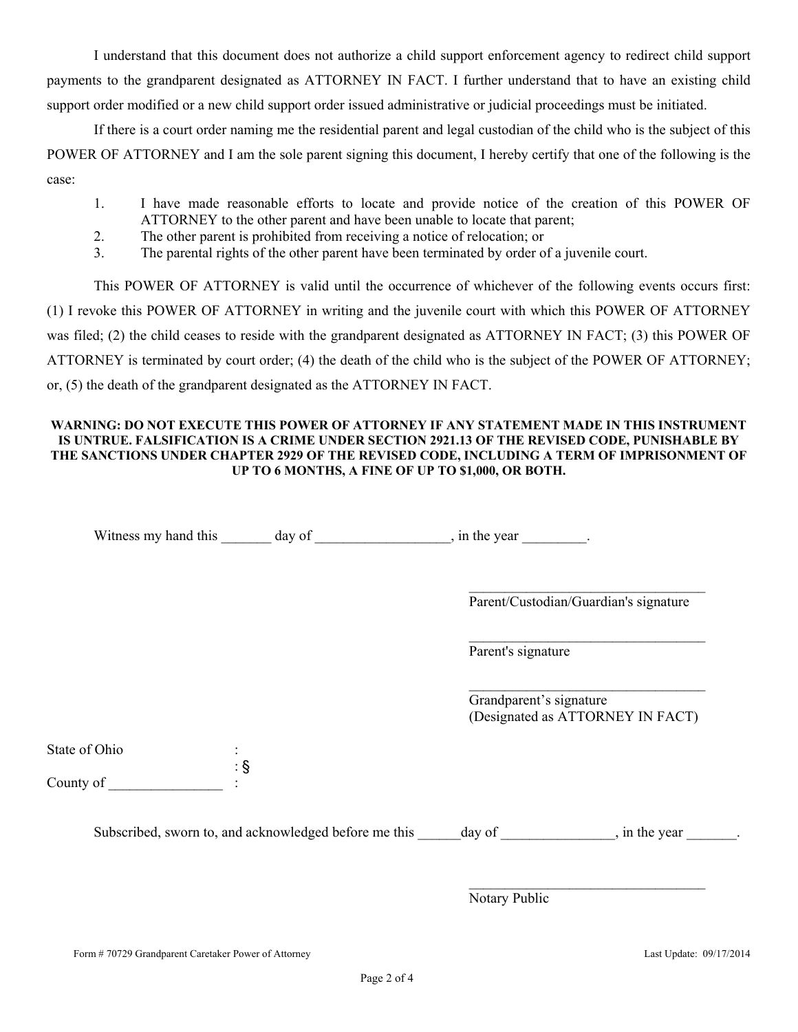I understand that this document does not authorize a child support enforcement agency to redirect child support payments to the grandparent designated as ATTORNEY IN FACT. I further understand that to have an existing child support order modified or a new child support order issued administrative or judicial proceedings must be initiated.

If there is a court order naming me the residential parent and legal custodian of the child who is the subject of this POWER OF ATTORNEY and I am the sole parent signing this document, I hereby certify that one of the following is the case:

1. I have made reasonable efforts to locate and provide notice of the creation of this POWER OF ATTORNEY to the other parent and have been unable to locate that parent;
2. The other parent is prohibited from receiving a notice of relocation; or
3. The parental rights of the other parent have been terminated by order of a juvenile court.

This POWER OF ATTORNEY is valid until the occurrence of whichever of the following events occurs first: (1) I revoke this POWER OF ATTORNEY in writing and the juvenile court with which this POWER OF ATTORNEY was filed; (2) the child ceases to reside with the grandparent designated as ATTORNEY IN FACT; (3) this POWER OF ATTORNEY is terminated by court order; (4) the death of the child who is the subject of the POWER OF ATTORNEY; or, (5) the death of the grandparent designated as the ATTORNEY IN FACT.

**WARNING: DO NOT EXECUTE THIS POWER OF ATTORNEY IF ANY STATEMENT MADE IN THIS INSTRUMENT IS UNTRUE. FALSIFICATION IS A CRIME UNDER SECTION 2921.13 OF THE REVISED CODE, PUNISHABLE BY THE SANCTIONS UNDER CHAPTER 2929 OF THE REVISED CODE, INCLUDING A TERM OF IMPRISONMENT OF UP TO 6 MONTHS, A FINE OF UP TO $1,000, OR BOTH.**

Witness my hand this _______ day of ___________________, in the year _________.

__________________________________
Parent/Custodian/Guardian's signature

__________________________________
Parent's signature

__________________________________
Grandparent's signature
(Designated as ATTORNEY IN FACT)

State of Ohio :
: §
County of ________________ :

Subscribed, sworn to, and acknowledged before me this ______day of ________________, in the year _______.

__________________________________
Notary Public

Form # 70729 Grandparent Caretaker Power of Attorney Last Update: 09/17/2014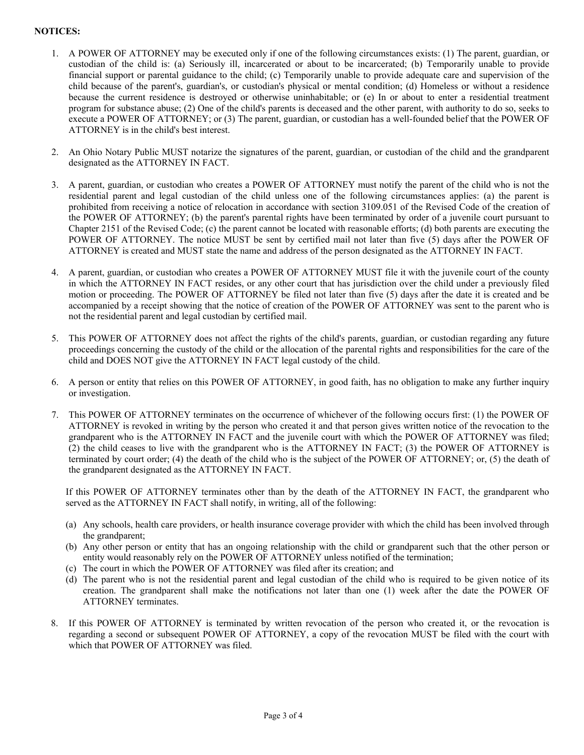**NOTICES:**

1. A POWER OF ATTORNEY may be executed only if one of the following circumstances exists: (1) The parent, guardian, or custodian of the child is: (a) Seriously ill, incarcerated or about to be incarcerated; (b) Temporarily unable to provide financial support or parental guidance to the child; (c) Temporarily unable to provide adequate care and supervision of the child because of the parent's, guardian's, or custodian's physical or mental condition; (d) Homeless or without a residence because the current residence is destroyed or otherwise uninhabitable; or (e) In or about to enter a residential treatment program for substance abuse; (2) One of the child's parents is deceased and the other parent, with authority to do so, seeks to execute a POWER OF ATTORNEY; or (3) The parent, guardian, or custodian has a well-founded belief that the POWER OF ATTORNEY is in the child's best interest.

2. An Ohio Notary Public MUST notarize the signatures of the parent, guardian, or custodian of the child and the grandparent designated as the ATTORNEY IN FACT.

3. A parent, guardian, or custodian who creates a POWER OF ATTORNEY must notify the parent of the child who is not the residential parent and legal custodian of the child unless one of the following circumstances applies: (a) the parent is prohibited from receiving a notice of relocation in accordance with section 3109.051 of the Revised Code of the creation of the POWER OF ATTORNEY; (b) the parent's parental rights have been terminated by order of a juvenile court pursuant to Chapter 2151 of the Revised Code; (c) the parent cannot be located with reasonable efforts; (d) both parents are executing the POWER OF ATTORNEY. The notice MUST be sent by certified mail not later than five (5) days after the POWER OF ATTORNEY is created and MUST state the name and address of the person designated as the ATTORNEY IN FACT.

4. A parent, guardian, or custodian who creates a POWER OF ATTORNEY MUST file it with the juvenile court of the county in which the ATTORNEY IN FACT resides, or any other court that has jurisdiction over the child under a previously filed motion or proceeding. The POWER OF ATTORNEY be filed not later than five (5) days after the date it is created and be accompanied by a receipt showing that the notice of creation of the POWER OF ATTORNEY was sent to the parent who is not the residential parent and legal custodian by certified mail.

5. This POWER OF ATTORNEY does not affect the rights of the child's parents, guardian, or custodian regarding any future proceedings concerning the custody of the child or the allocation of the parental rights and responsibilities for the care of the child and DOES NOT give the ATTORNEY IN FACT legal custody of the child.

6. A person or entity that relies on this POWER OF ATTORNEY, in good faith, has no obligation to make any further inquiry or investigation.

7. This POWER OF ATTORNEY terminates on the occurrence of whichever of the following occurs first: (1) the POWER OF ATTORNEY is revoked in writing by the person who created it and that person gives written notice of the revocation to the grandparent who is the ATTORNEY IN FACT and the juvenile court with which the POWER OF ATTORNEY was filed; (2) the child ceases to live with the grandparent who is the ATTORNEY IN FACT; (3) the POWER OF ATTORNEY is terminated by court order; (4) the death of the child who is the subject of the POWER OF ATTORNEY; or, (5) the death of the grandparent designated as the ATTORNEY IN FACT.

   If this POWER OF ATTORNEY terminates other than by the death of the ATTORNEY IN FACT, the grandparent who served as the ATTORNEY IN FACT shall notify, in writing, all of the following:

   (a) Any schools, health care providers, or health insurance coverage provider with which the child has been involved through the grandparent;
   (b) Any other person or entity that has an ongoing relationship with the child or grandparent such that the other person or entity would reasonably rely on the POWER OF ATTORNEY unless notified of the termination;
   (c) The court in which the POWER OF ATTORNEY was filed after its creation; and
   (d) The parent who is not the residential parent and legal custodian of the child who is required to be given notice of its creation. The grandparent shall make the notifications not later than one (1) week after the date the POWER OF ATTORNEY terminates.

8. If this POWER OF ATTORNEY is terminated by written revocation of the person who created it, or the revocation is regarding a second or subsequent POWER OF ATTORNEY, a copy of the revocation MUST be filed with the court with which that POWER OF ATTORNEY was filed.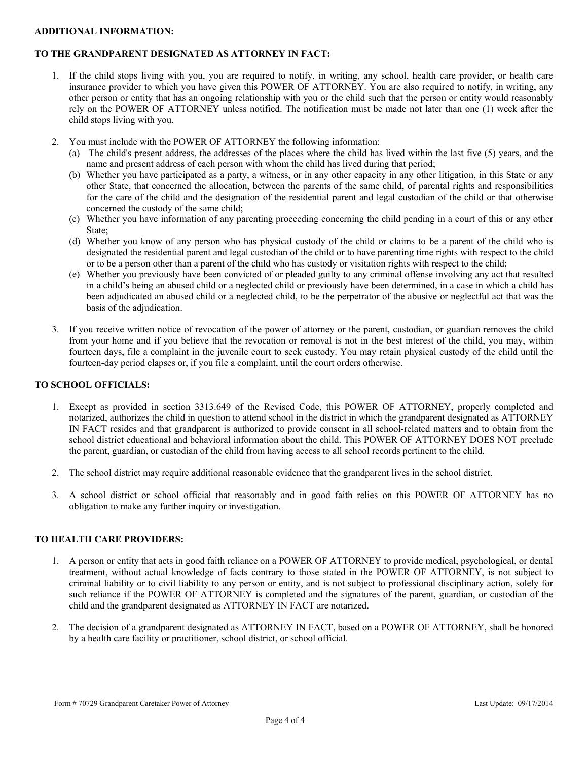**ADDITIONAL INFORMATION:**

**TO THE GRANDPARENT DESIGNATED AS ATTORNEY IN FACT:**

1. If the child stops living with you, you are required to notify, in writing, any school, health care provider, or health care insurance provider to which you have given this POWER OF ATTORNEY. You are also required to notify, in writing, any other person or entity that has an ongoing relationship with you or the child such that the person or entity would reasonably rely on the POWER OF ATTORNEY unless notified. The notification must be made not later than one (1) week after the child stops living with you.

2. You must include with the POWER OF ATTORNEY the following information:
   (a) The child's present address, the addresses of the places where the child has lived within the last five (5) years, and the name and present address of each person with whom the child has lived during that period;
   (b) Whether you have participated as a party, a witness, or in any other capacity in any other litigation, in this State or any other State, that concerned the allocation, between the parents of the same child, of parental rights and responsibilities for the care of the child and the designation of the residential parent and legal custodian of the child or that otherwise concerned the custody of the same child;
   (c) Whether you have information of any parenting proceeding concerning the child pending in a court of this or any other State;
   (d) Whether you know of any person who has physical custody of the child or claims to be a parent of the child who is designated the residential parent and legal custodian of the child or to have parenting time rights with respect to the child or to be a person other than a parent of the child who has custody or visitation rights with respect to the child;
   (e) Whether you previously have been convicted of or pleaded guilty to any criminal offense involving any act that resulted in a child's being an abused child or a neglected child or previously have been determined, in a case in which a child has been adjudicated an abused child or a neglected child, to be the perpetrator of the abusive or neglectful act that was the basis of the adjudication.

3. If you receive written notice of revocation of the power of attorney or the parent, custodian, or guardian removes the child from your home and if you believe that the revocation or removal is not in the best interest of the child, you may, within fourteen days, file a complaint in the juvenile court to seek custody. You may retain physical custody of the child until the fourteen-day period elapses or, if you file a complaint, until the court orders otherwise.

**TO SCHOOL OFFICIALS:**

1. Except as provided in section 3313.649 of the Revised Code, this POWER OF ATTORNEY, properly completed and notarized, authorizes the child in question to attend school in the district in which the grandparent designated as ATTORNEY IN FACT resides and that grandparent is authorized to provide consent in all school-related matters and to obtain from the school district educational and behavioral information about the child. This POWER OF ATTORNEY DOES NOT preclude the parent, guardian, or custodian of the child from having access to all school records pertinent to the child.

2. The school district may require additional reasonable evidence that the grandparent lives in the school district.

3. A school district or school official that reasonably and in good faith relies on this POWER OF ATTORNEY has no obligation to make any further inquiry or investigation.

**TO HEALTH CARE PROVIDERS:**

1. A person or entity that acts in good faith reliance on a POWER OF ATTORNEY to provide medical, psychological, or dental treatment, without actual knowledge of facts contrary to those stated in the POWER OF ATTORNEY, is not subject to criminal liability or to civil liability to any person or entity, and is not subject to professional disciplinary action, solely for such reliance if the POWER OF ATTORNEY is completed and the signatures of the parent, guardian, or custodian of the child and the grandparent designated as ATTORNEY IN FACT are notarized.

2. The decision of a grandparent designated as ATTORNEY IN FACT, based on a POWER OF ATTORNEY, shall be honored by a health care facility or practitioner, school district, or school official.

Form # 70729 Grandparent Caretaker Power of Attorney Last Update: 09/17/2014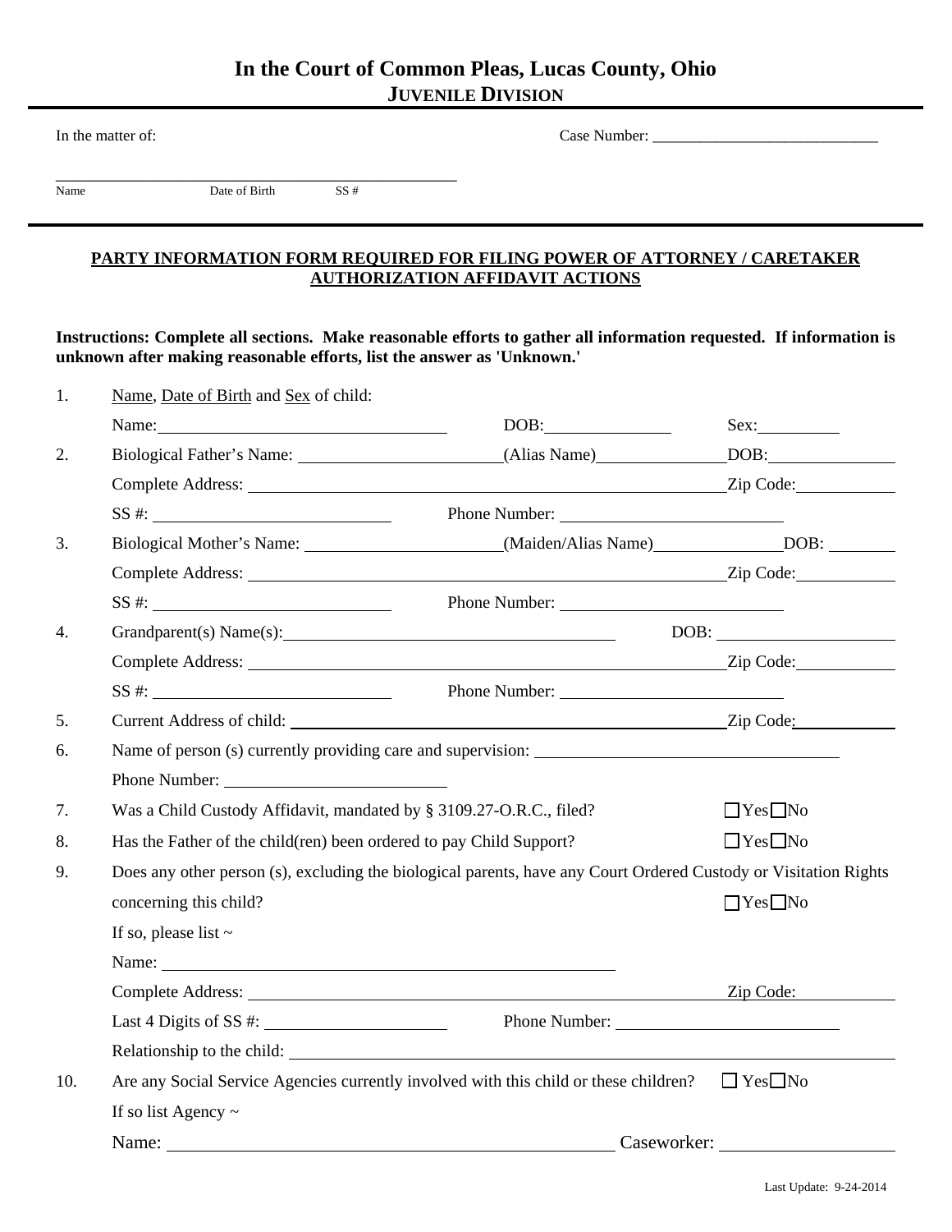# In the Court of Common Pleas, Lucas County, Ohio
## JUVENILE DIVISION

In the matter of: Case Number: ______________________________

___________________________________________________
Name Date of Birth SS #

**PARTY INFORMATION FORM REQUIRED FOR FILING POWER OF ATTORNEY / CARETAKER AUTHORIZATION AFFIDAVIT ACTIONS**

**Instructions: Complete all sections. Make reasonable efforts to gather all information requested. If information is unknown after making reasonable efforts, list the answer as 'Unknown.'**

1. Name, Date of Birth and Sex of child:

   Name: ____________________ DOB: ____________ Sex: ________

2. Biological Father's Name: ____________________ (Alias Name) ____________ DOB: ____________

   Complete Address: ______________________________________________ Zip Code: ____________

   SS #: ____________________ Phone Number: ____________________

3. Biological Mother's Name: ____________________ (Maiden/Alias Name) ____________ DOB: ________

   Complete Address: ______________________________________________ Zip Code: ____________

   SS #: ____________________ Phone Number: ____________________

4. Grandparent(s) Name(s): ______________________________ DOB: ____________________

   Complete Address: ______________________________________________ Zip Code: ____________

   SS #: ____________________ Phone Number: ____________________

5. Current Address of child: ______________________________________________ Zip Code: ____________

6. Name of person (s) currently providing care and supervision: ______________________________

   Phone Number: ____________________

7. Was a Child Custody Affidavit, mandated by § 3109.27-O.R.C., filed? ☐ Yes ☐ No

8. Has the Father of the child(ren) been ordered to pay Child Support? ☐ Yes ☐ No

9. Does any other person (s), excluding the biological parents, have any Court Ordered Custody or Visitation Rights concerning this child? ☐ Yes ☐ No

   If so, please list ~

   Name: ______________________________________________

   Complete Address: ______________________________________________ Zip Code: ____________

   Last 4 Digits of SS #: ____________________ Phone Number: ____________________

   Relationship to the child: ______________________________________________

10. Are any Social Service Agencies currently involved with this child or these children? ☐ Yes ☐ No

    If so list Agency ~

    Name: ______________________________________________ Caseworker: ____________________

Last Update: 9-24-2014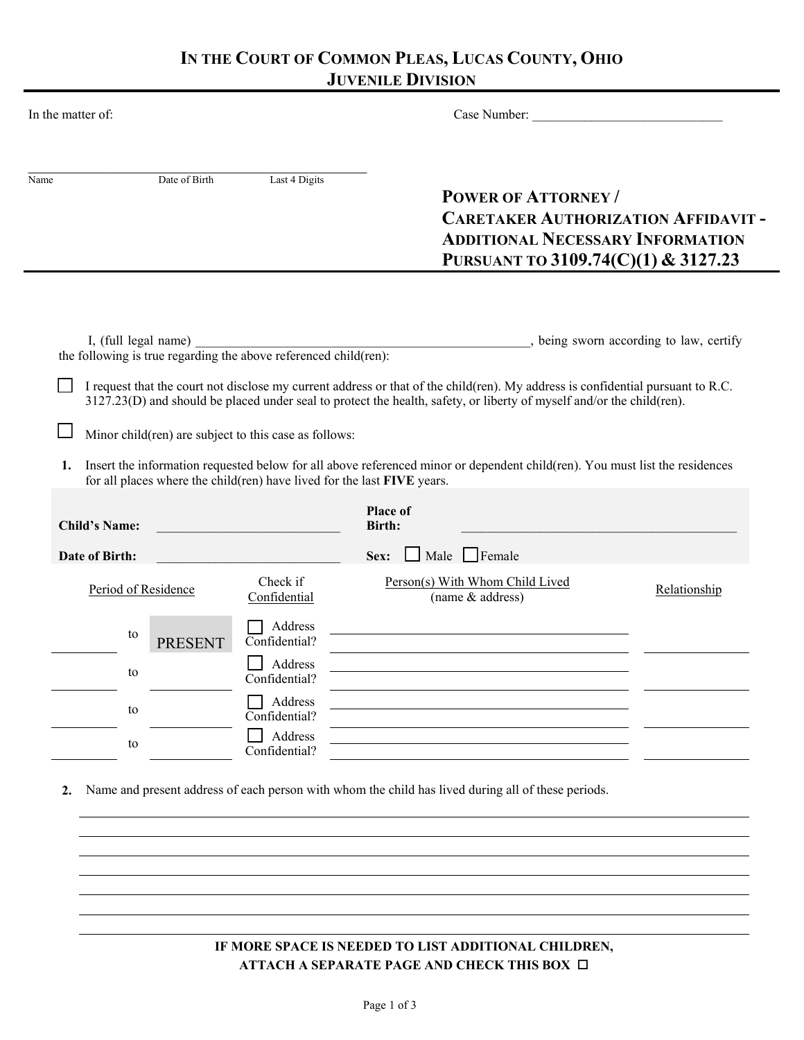# IN THE COURT OF COMMON PLEAS, LUCAS COUNTY, OHIO
## JUVENILE DIVISION

In the matter of: Case Number: ____________________________

______________________________________________________
Name Date of Birth Last 4 Digits

**POWER OF ATTORNEY / CARETAKER AUTHORIZATION AFFIDAVIT - ADDITIONAL NECESSARY INFORMATION PURSUANT TO 3109.74(C)(1) & 3127.23**

I, (full legal name) ____________________________________________________, being sworn according to law, certify the following is true regarding the above referenced child(ren):

☐ I request that the court not disclose my current address or that of the child(ren). My address is confidential pursuant to R.C. 3127.23(D) and should be placed under seal to protect the health, safety, or liberty of myself and/or the child(ren).

☐ Minor child(ren) are subject to this case as follows:

1. Insert the information requested below for all above referenced minor or dependent child(ren). You must list the residences for all places where the child(ren) have lived for the last **FIVE** years.

**Child's Name:** ____________________________ **Place of Birth:** ____________________________

**Date of Birth:** ____________________________ **Sex:** ☐ Male ☐ Female

| Period of Residence | | | Check if Confidential | Person(s) With Whom Child Lived (name & address) | Relationship |
|---|---|---|---|---|---|
| ________ | to | PRESENT | ☐ Address Confidential? | ________________________ | ________ |
| ________ | to | ________ | ☐ Address Confidential? | ________________________ | ________ |
| ________ | to | ________ | ☐ Address Confidential? | ________________________ | ________ |
| ________ | to | ________ | ☐ Address Confidential? | ________________________ | ________ |

2. Name and present address of each person with whom the child has lived during all of these periods.

______________________________________________________________________

______________________________________________________________________

______________________________________________________________________

______________________________________________________________________

______________________________________________________________________

______________________________________________________________________

______________________________________________________________________

**IF MORE SPACE IS NEEDED TO LIST ADDITIONAL CHILDREN, ATTACH A SEPARATE PAGE AND CHECK THIS BOX** ☐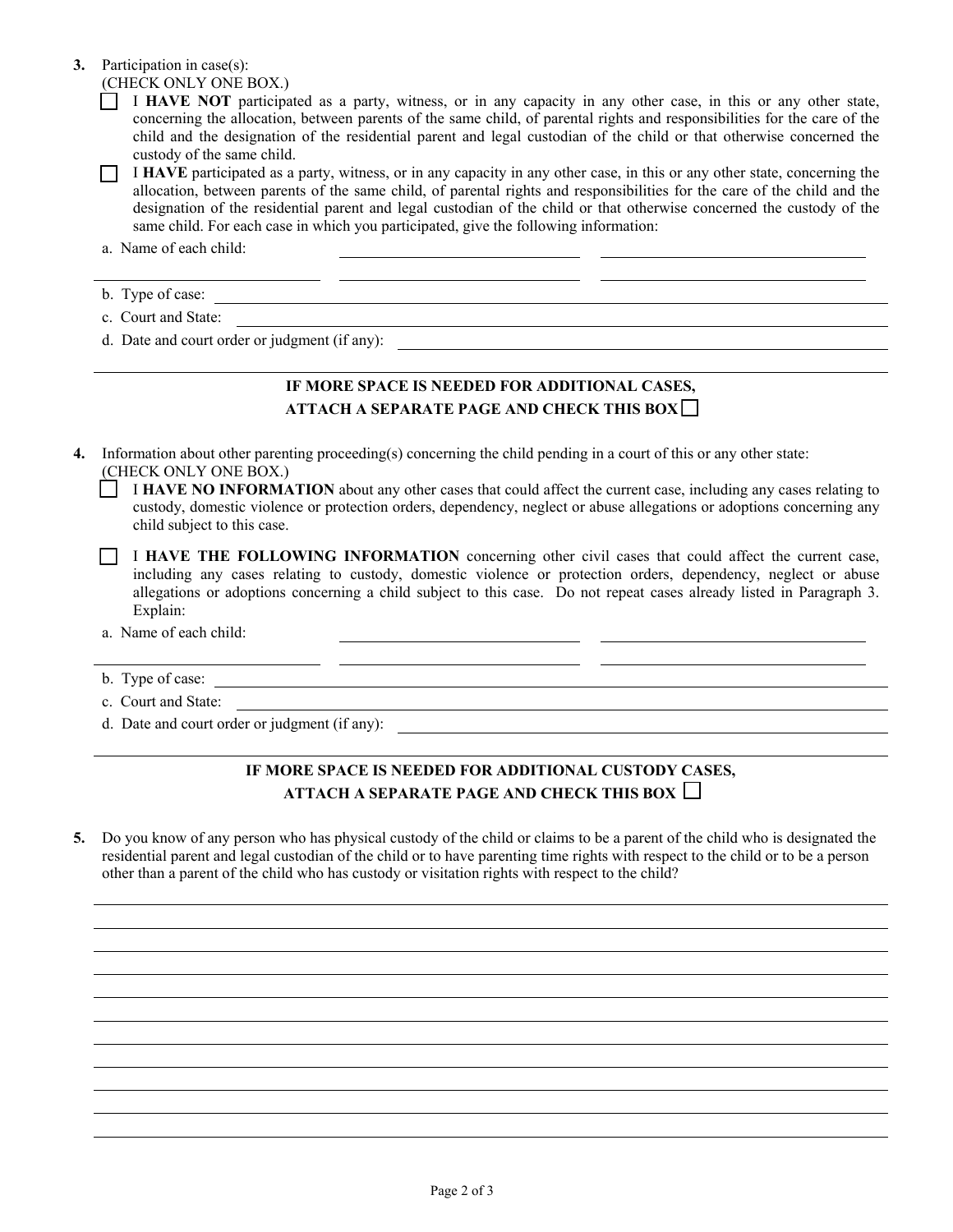3. Participation in case(s):
   (CHECK ONLY ONE BOX.)

   ☐ I **HAVE NOT** participated as a party, witness, or in any capacity in any other case, in this or any other state, concerning the allocation, between parents of the same child, of parental rights and responsibilities for the care of the child and the designation of the residential parent and legal custodian of the child or that otherwise concerned the custody of the same child.

   ☐ I **HAVE** participated as a party, witness, or in any capacity in any other case, in this or any other state, concerning the allocation, between parents of the same child, of parental rights and responsibilities for the care of the child and the designation of the residential parent and legal custodian of the child or that otherwise concerned the custody of the same child. For each case in which you participated, give the following information:

   a. Name of each child: ______________________ ______________________

   ______________________ ______________________ ______________________

   b. Type of case: ______________________________________________

   c. Court and State: ______________________________________________

   d. Date and court order or judgment (if any): ______________________________

   ______________________________________________________________

**IF MORE SPACE IS NEEDED FOR ADDITIONAL CASES, ATTACH A SEPARATE PAGE AND CHECK THIS BOX** ☐

4. Information about other parenting proceeding(s) concerning the child pending in a court of this or any other state:
   (CHECK ONLY ONE BOX.)

   ☐ I **HAVE NO INFORMATION** about any other cases that could affect the current case, including any cases relating to custody, domestic violence or protection orders, dependency, neglect or abuse allegations or adoptions concerning any child subject to this case.

   ☐ I **HAVE THE FOLLOWING INFORMATION** concerning other civil cases that could affect the current case, including any cases relating to custody, domestic violence or protection orders, dependency, neglect or abuse allegations or adoptions concerning a child subject to this case. Do not repeat cases already listed in Paragraph 3. Explain:

   a. Name of each child: ______________________ ______________________

   ______________________ ______________________ ______________________

   b. Type of case: ______________________________________________

   c. Court and State: ______________________________________________

   d. Date and court order or judgment (if any): ______________________________

   ______________________________________________________________

**IF MORE SPACE IS NEEDED FOR ADDITIONAL CUSTODY CASES, ATTACH A SEPARATE PAGE AND CHECK THIS BOX** ☐

5. Do you know of any person who has physical custody of the child or claims to be a parent of the child who is designated the residential parent and legal custodian of the child or to have parenting time rights with respect to the child or to be a person other than a parent of the child who has custody or visitation rights with respect to the child?

______________________________________________________________

______________________________________________________________

______________________________________________________________

______________________________________________________________

______________________________________________________________

______________________________________________________________

______________________________________________________________

______________________________________________________________

______________________________________________________________

______________________________________________________________

______________________________________________________________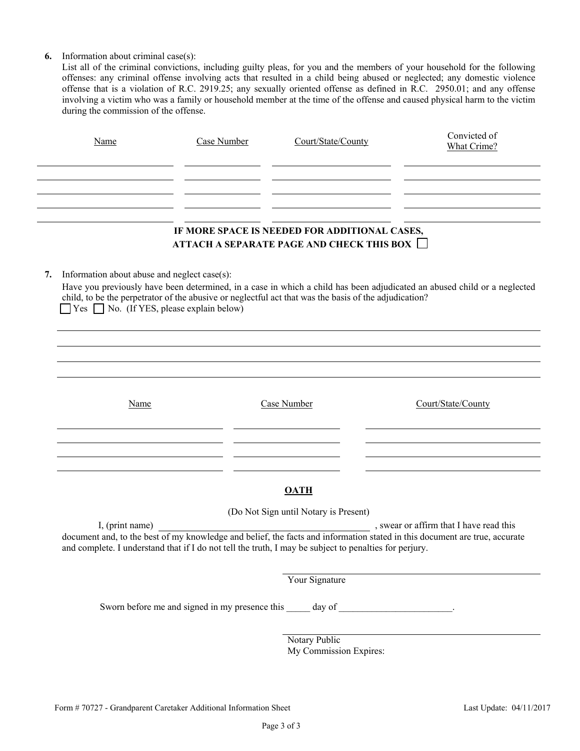6. Information about criminal case(s):
   List all of the criminal convictions, including guilty pleas, for you and the members of your household for the following offenses: any criminal offense involving acts that resulted in a child being abused or neglected; any domestic violence offense that is a violation of R.C. 2919.25; any sexually oriented offense as defined in R.C. 2950.01; and any offense involving a victim who was a family or household member at the time of the offense and caused physical harm to the victim during the commission of the offense.

| Name | Case Number | Court/State/County | Convicted of What Crime? |
|---|---|---|---|
| | | | |
| | | | |
| | | | |
| | | | |
| | | | |

**IF MORE SPACE IS NEEDED FOR ADDITIONAL CASES, ATTACH A SEPARATE PAGE AND CHECK THIS BOX** ☐

7. Information about abuse and neglect case(s):
   Have you previously have been determined, in a case in which a child has been adjudicated an abused child or a neglected child, to be the perpetrator of the abusive or neglectful act that was the basis of the adjudication?
   ☐ Yes ☐ No. (If YES, please explain below)

_______________________________________________

_______________________________________________

_______________________________________________

_______________________________________________

| Name | Case Number | Court/State/County |
|---|---|---|
| | | |
| | | |
| | | |
| | | |

## OATH

(Do Not Sign until Notary is Present)

I, (print name) ______________________________ , swear or affirm that I have read this document and, to the best of my knowledge and belief, the facts and information stated in this document are true, accurate and complete. I understand that if I do not tell the truth, I may be subject to penalties for perjury.

______________________________
Your Signature

Sworn before me and signed in my presence this _____ day of _______________________.

______________________________
Notary Public
My Commission Expires:

Form # 70727 - Grandparent Caretaker Additional Information Sheet　　Last Update: 04/11/2017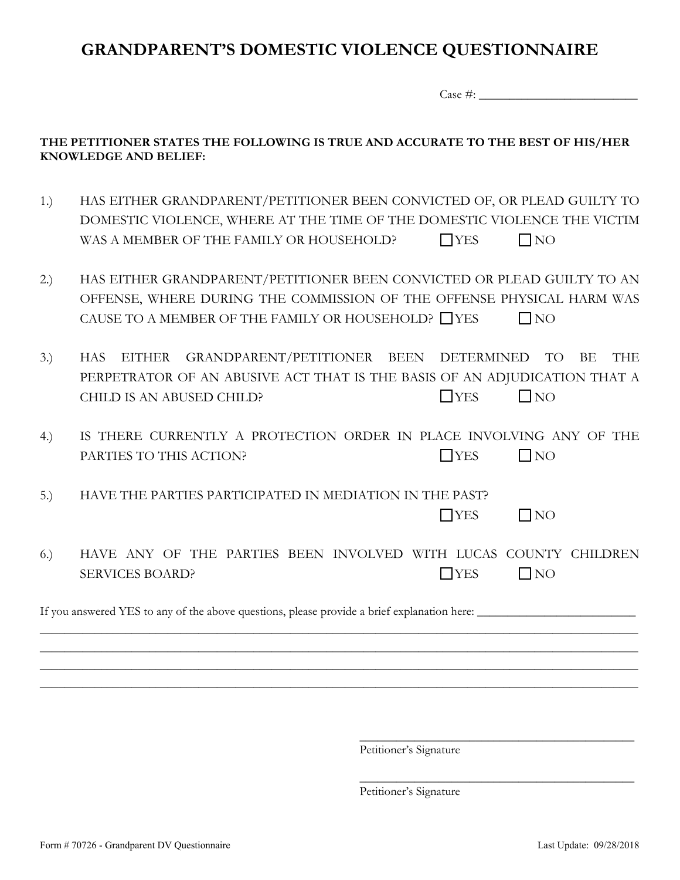# GRANDPARENT'S DOMESTIC VIOLENCE QUESTIONNAIRE

Case #: ___________________________

**THE PETITIONER STATES THE FOLLOWING IS TRUE AND ACCURATE TO THE BEST OF HIS/HER KNOWLEDGE AND BELIEF:**

1.) HAS EITHER GRANDPARENT/PETITIONER BEEN CONVICTED OF, OR PLEAD GUILTY TO DOMESTIC VIOLENCE, WHERE AT THE TIME OF THE DOMESTIC VIOLENCE THE VICTIM WAS A MEMBER OF THE FAMILY OR HOUSEHOLD? ☐ YES ☐ NO

2.) HAS EITHER GRANDPARENT/PETITIONER BEEN CONVICTED OR PLEAD GUILTY TO AN OFFENSE, WHERE DURING THE COMMISSION OF THE OFFENSE PHYSICAL HARM WAS CAUSE TO A MEMBER OF THE FAMILY OR HOUSEHOLD? ☐ YES ☐ NO

3.) HAS EITHER GRANDPARENT/PETITIONER BEEN DETERMINED TO BE THE PERPETRATOR OF AN ABUSIVE ACT THAT IS THE BASIS OF AN ADJUDICATION THAT A CHILD IS AN ABUSED CHILD? ☐ YES ☐ NO

4.) IS THERE CURRENTLY A PROTECTION ORDER IN PLACE INVOLVING ANY OF THE PARTIES TO THIS ACTION? ☐ YES ☐ NO

5.) HAVE THE PARTIES PARTICIPATED IN MEDIATION IN THE PAST? ☐ YES ☐ NO

6.) HAVE ANY OF THE PARTIES BEEN INVOLVED WITH LUCAS COUNTY CHILDREN SERVICES BOARD? ☐ YES ☐ NO

If you answered YES to any of the above questions, please provide a brief explanation here: ___________________________

_____________________________________________________________________________________

_____________________________________________________________________________________

_____________________________________________________________________________________

_____________________________________________________________________________________

_______________________________________________
Petitioner's Signature

_______________________________________________
Petitioner's Signature

Form # 70726 - Grandparent DV Questionnaire

Last Update: 09/28/2018